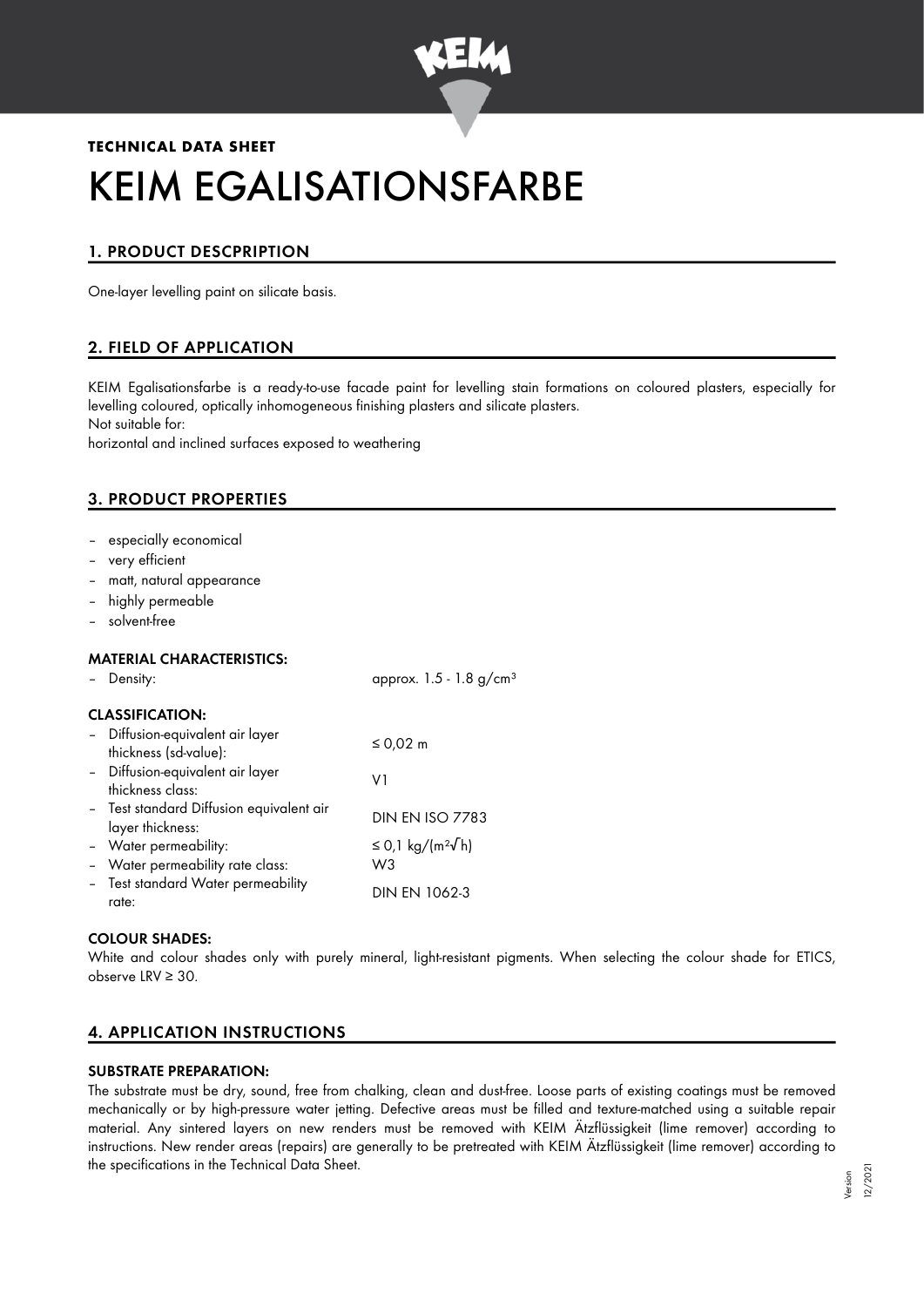**TECHNICAL DATA SHEET**

# KEIM EGALISATIONSFARBE

## 1. PRODUCT DESCPRIPTION

One-layer levelling paint on silicate basis.

## 2. FIELD OF APPLICATION

KEIM Egalisationsfarbe is a ready-to-use facade paint for levelling stain formations on coloured plasters, especially for levelling coloured, optically inhomogeneous finishing plasters and silicate plasters.
Not suitable for:
horizontal and inclined surfaces exposed to weathering

## 3. PRODUCT PROPERTIES

- especially economical
- very efficient
- matt, natural appearance
- highly permeable
- solvent-free

### MATERIAL CHARACTERISTICS:

| | |
|---|---|
| – Density: | approx. 1.5 - 1.8 g/cm³ |

### CLASSIFICATION:

| | |
|---|---|
| – Diffusion-equivalent air layer thickness (sd-value): | ≤ 0,02 m |
| – Diffusion-equivalent air layer thickness class: | V1 |
| – Test standard Diffusion equivalent air layer thickness: | DIN EN ISO 7783 |
| – Water permeability: | ≤ 0,1 kg/(m²√h) |
| – Water permeability rate class: | W3 |
| – Test standard Water permeability rate: | DIN EN 1062-3 |

### COLOUR SHADES:

White and colour shades only with purely mineral, light-resistant pigments. When selecting the colour shade for ETICS, observe LRV ≥ 30.

## 4. APPLICATION INSTRUCTIONS

### SUBSTRATE PREPARATION:

The substrate must be dry, sound, free from chalking, clean and dust-free. Loose parts of existing coatings must be removed mechanically or by high-pressure water jetting. Defective areas must be filled and texture-matched using a suitable repair material. Any sintered layers on new renders must be removed with KEIM Ätzflüssigkeit (lime remover) according to instructions. New render areas (repairs) are generally to be pretreated with KEIM Ätzflüssigkeit (lime remover) according to the specifications in the Technical Data Sheet.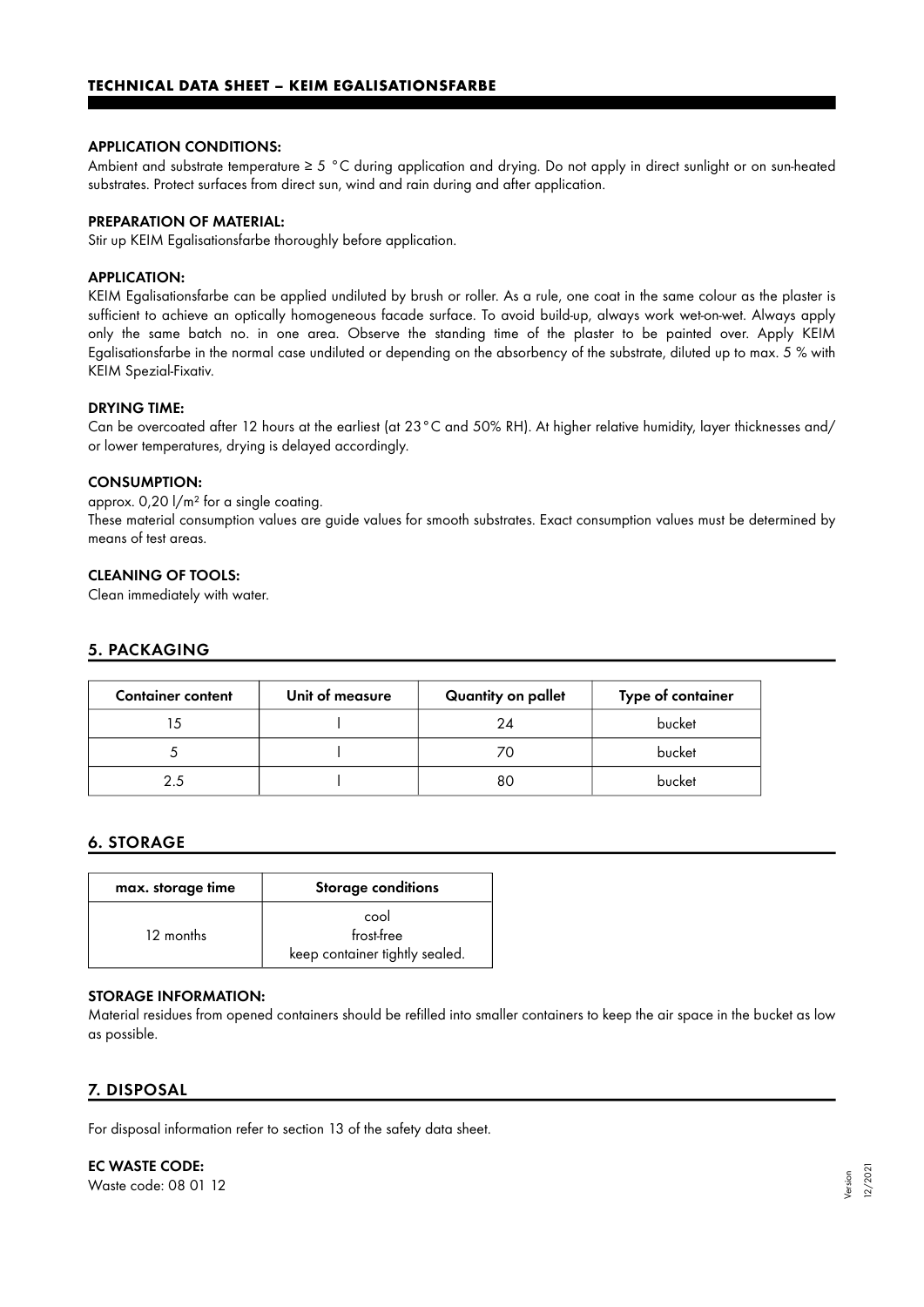**APPLICATION CONDITIONS:**
Ambient and substrate temperature ≥ 5 °C during application and drying. Do not apply in direct sunlight or on sun-heated substrates. Protect surfaces from direct sun, wind and rain during and after application.

**PREPARATION OF MATERIAL:**
Stir up KEIM Egalisationsfarbe thoroughly before application.

**APPLICATION:**
KEIM Egalisationsfarbe can be applied undiluted by brush or roller. As a rule, one coat in the same colour as the plaster is sufficient to achieve an optically homogeneous facade surface. To avoid build-up, always work wet-on-wet. Always apply only the same batch no. in one area. Observe the standing time of the plaster to be painted over. Apply KEIM Egalisationsfarbe in the normal case undiluted or depending on the absorbency of the substrate, diluted up to max. 5 % with KEIM Spezial-Fixativ.

**DRYING TIME:**
Can be overcoated after 12 hours at the earliest (at 23°C and 50% RH). At higher relative humidity, layer thicknesses and/ or lower temperatures, drying is delayed accordingly.

**CONSUMPTION:**
approx. 0,20 l/m² for a single coating.
These material consumption values are guide values for smooth substrates. Exact consumption values must be determined by means of test areas.

**CLEANING OF TOOLS:**
Clean immediately with water.

## 5. PACKAGING

| Container content | Unit of measure | Quantity on pallet | Type of container |
|---|---|---|---|
| 15 | l | 24 | bucket |
| 5 | l | 70 | bucket |
| 2.5 | l | 80 | bucket |

## 6. STORAGE

| max. storage time | Storage conditions |
|---|---|
| 12 months | cool<br>frost-free<br>keep container tightly sealed. |

**STORAGE INFORMATION:**
Material residues from opened containers should be refilled into smaller containers to keep the air space in the bucket as low as possible.

## 7. DISPOSAL

For disposal information refer to section 13 of the safety data sheet.

**EC WASTE CODE:**
Waste code: 08 01 12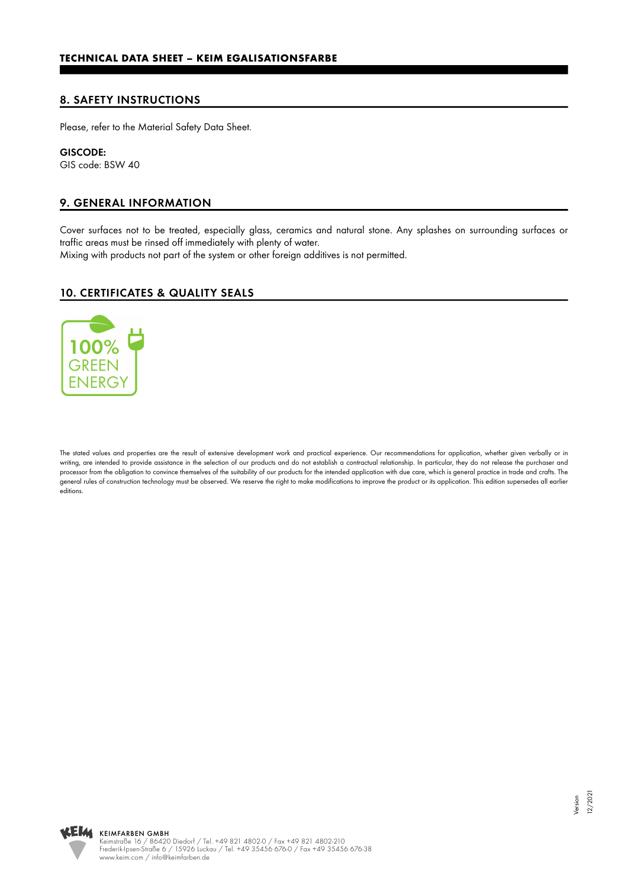## 8. SAFETY INSTRUCTIONS

Please, refer to the Material Safety Data Sheet.

**GISCODE:**
GIS code: BSW 40

## 9. GENERAL INFORMATION

Cover surfaces not to be treated, especially glass, ceramics and natural stone. Any splashes on surrounding surfaces or traffic areas must be rinsed off immediately with plenty of water.
Mixing with products not part of the system or other foreign additives is not permitted.

## 10. CERTIFICATES & QUALITY SEALS

100% GREEN ENERGY

The stated values and properties are the result of extensive development work and practical experience. Our recommendations for application, whether given verbally or in writing, are intended to provide assistance in the selection of our products and do not establish a contractual relationship. In particular, they do not release the purchaser and processor from the obligation to convince themselves of the suitability of our products for the intended application with due care, which is general practice in trade and crafts. The general rules of construction technology must be observed. We reserve the right to make modifications to improve the product or its application. This edition supersedes all earlier editions.

**KEIMFARBEN GMBH**
Keimstraße 16 / 86420 Diedorf / Tel. +49 821 4802-0 / Fax +49 821 4802-210
Frederik-Ipsen-Straße 6 / 15926 Luckau / Tel. +49 35456 676-0 / Fax +49 35456 676-38
www.keim.com / info@keimfarben.de

Version 12/2021